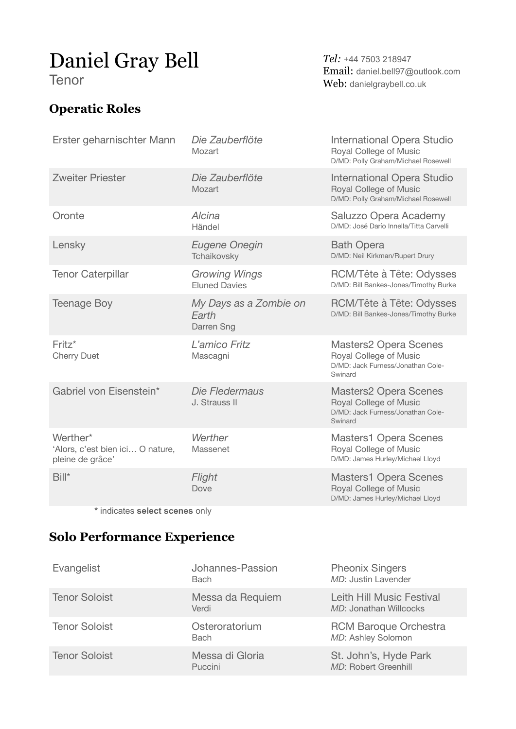# Daniel Gray Bell

Tenor

*Tel:* +44 7503 218947
Email: daniel.bell97@outlook.com
Web: danielgraybell.co.uk

## Operatic Roles

| Role | Opera | Company |
|---|---|---|
| Erster geharnischter Mann | *Die Zauberflöte*<br>Mozart | International Opera Studio<br>Royal College of Music<br>D/MD: Polly Graham/Michael Rosewell |
| Zweiter Priester | *Die Zauberflöte*<br>Mozart | International Opera Studio<br>Royal College of Music<br>D/MD: Polly Graham/Michael Rosewell |
| Oronte | *Alcina*<br>Händel | Saluzzo Opera Academy<br>D/MD: José Darío Innella/Titta Carvelli |
| Lensky | *Eugene Onegin*<br>Tchaikovsky | Bath Opera<br>D/MD: Neil Kirkman/Rupert Drury |
| Tenor Caterpillar | *Growing Wings*<br>Eluned Davies | RCM/Tête à Tête: Odysses<br>D/MD: Bill Bankes-Jones/Timothy Burke |
| Teenage Boy | *My Days as a Zombie on Earth*<br>Darren Sng | RCM/Tête à Tête: Odysses<br>D/MD: Bill Bankes-Jones/Timothy Burke |
| Fritz*<br>Cherry Duet | *L'amico Fritz*<br>Mascagni | Masters2 Opera Scenes<br>Royal College of Music<br>D/MD: Jack Furness/Jonathan Cole-Swinard |
| Gabriel von Eisenstein* | *Die Fledermaus*<br>J. Strauss II | Masters2 Opera Scenes<br>Royal College of Music<br>D/MD: Jack Furness/Jonathan Cole-Swinard |
| Werther*<br>'Alors, c'est bien ici… O nature, pleine de grâce' | *Werther*<br>Massenet | Masters1 Opera Scenes<br>Royal College of Music<br>D/MD: James Hurley/Michael Lloyd |
| Bill* | *Flight*<br>Dove | Masters1 Opera Scenes<br>Royal College of Music<br>D/MD: James Hurley/Michael Lloyd |

* indicates **select scenes** only

## Solo Performance Experience

| Role | Work | Company |
|---|---|---|
| Evangelist | Johannes-Passion<br>Bach | Pheonix Singers<br>*MD*: Justin Lavender |
| Tenor Soloist | Messa da Requiem<br>Verdi | Leith Hill Music Festival<br>*MD*: Jonathan Willcocks |
| Tenor Soloist | Osteroratorium<br>Bach | RCM Baroque Orchestra<br>*MD*: Ashley Solomon |
| Tenor Soloist | Messa di Gloria<br>Puccini | St. John's, Hyde Park<br>*MD*: Robert Greenhill |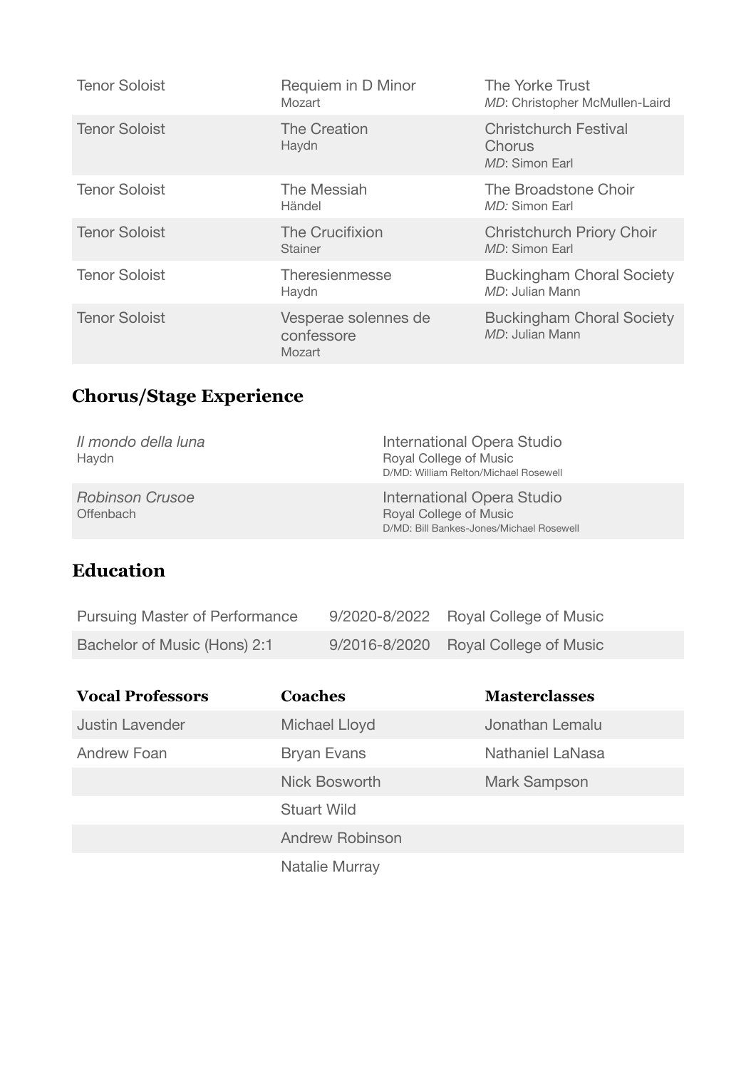| | | |
|---|---|---|
| Tenor Soloist | Requiem in D Minor<br>Mozart | The Yorke Trust<br>*MD*: Christopher McMullen-Laird |
| Tenor Soloist | The Creation<br>Haydn | Christchurch Festival Chorus<br>*MD*: Simon Earl |
| Tenor Soloist | The Messiah<br>Händel | The Broadstone Choir<br>*MD:* Simon Earl |
| Tenor Soloist | The Crucifixion<br>Stainer | Christchurch Priory Choir<br>*MD*: Simon Earl |
| Tenor Soloist | Theresienmesse<br>Haydn | Buckingham Choral Society<br>*MD*: Julian Mann |
| Tenor Soloist | Vesperae solennes de confessore<br>Mozart | Buckingham Choral Society<br>*MD*: Julian Mann |

## Chorus/Stage Experience

| | |
|---|---|
| *Il mondo della luna*<br>Haydn | International Opera Studio<br>Royal College of Music<br>D/MD: William Relton/Michael Rosewell |
| *Robinson Crusoe*<br>Offenbach | International Opera Studio<br>Royal College of Music<br>D/MD: Bill Bankes-Jones/Michael Rosewell |

## Education

| | | |
|---|---|---|
| Pursuing Master of Performance | 9/2020-8/2022 | Royal College of Music |
| Bachelor of Music (Hons) 2:1 | 9/2016-8/2020 | Royal College of Music |

| **Vocal Professors** | **Coaches** | **Masterclasses** |
|---|---|---|
| Justin Lavender | Michael Lloyd | Jonathan Lemalu |
| Andrew Foan | Bryan Evans | Nathaniel LaNasa |
| | Nick Bosworth | Mark Sampson |
| | Stuart Wild | |
| | Andrew Robinson | |
| | Natalie Murray | |